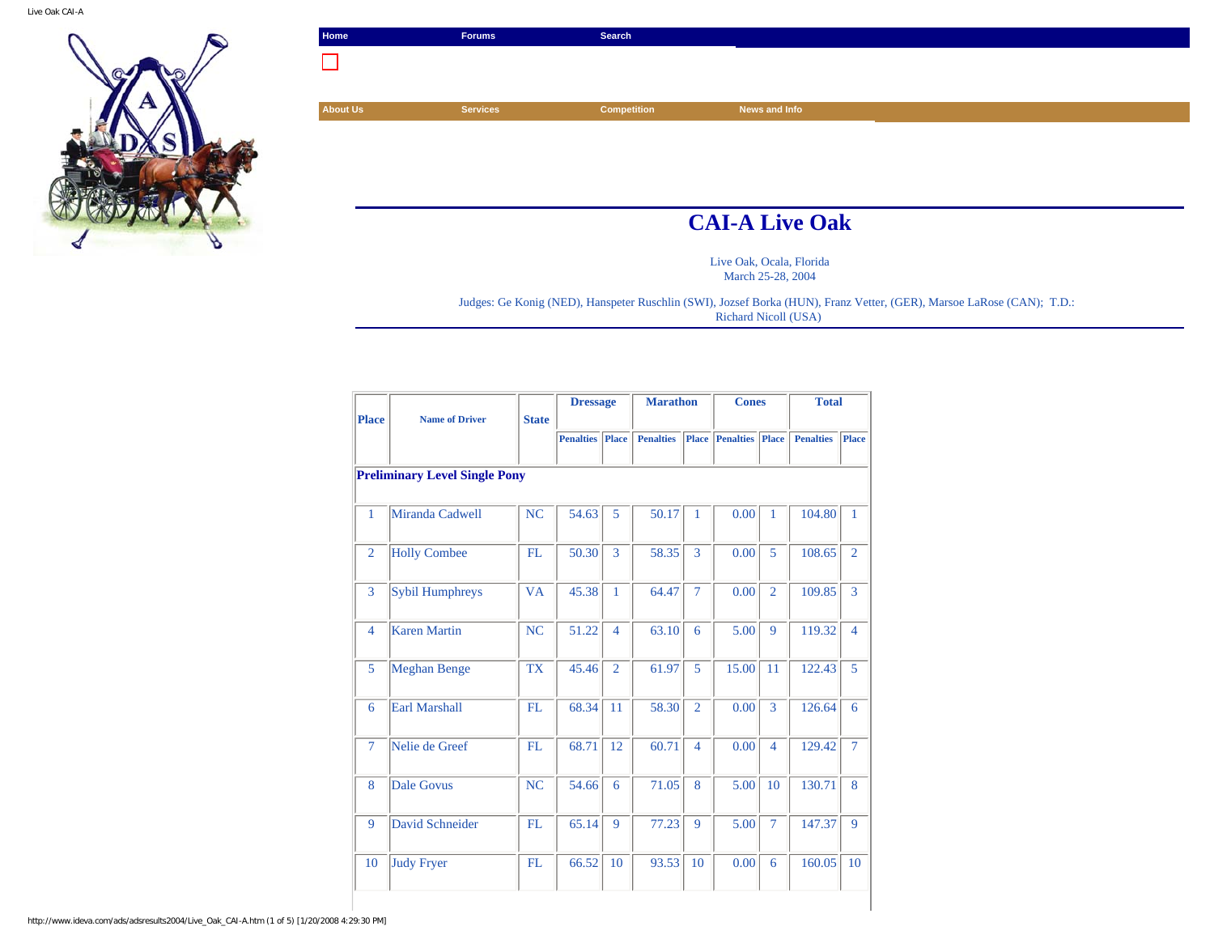Home | Forums | Search

About Us | Services | Competition | News and Info

# CAI-A Live Oak

Live Oak, Ocala, Florida
March 25-28, 2004

Judges: Ge Konig (NED), Hanspeter Ruschlin (SWI), Jozsef Borka (HUN), Franz Vetter, (GER), Marsoe LaRose (CAN); T.D.: Richard Nicoll (USA)

| Place | Name of Driver | State | Dressage | | Marathon | | Cones | | Total | |
|---|---|---|---|---|---|---|---|---|---|---|
| | | | Penalties | Place | Penalties | Place | Penalties | Place | Penalties | Place |
| **Preliminary Level Single Pony** | | | | | | | | | | |
| 1 | Miranda Cadwell | NC | 54.63 | 5 | 50.17 | 1 | 0.00 | 1 | 104.80 | 1 |
| 2 | Holly Combee | FL | 50.30 | 3 | 58.35 | 3 | 0.00 | 5 | 108.65 | 2 |
| 3 | Sybil Humphreys | VA | 45.38 | 1 | 64.47 | 7 | 0.00 | 2 | 109.85 | 3 |
| 4 | Karen Martin | NC | 51.22 | 4 | 63.10 | 6 | 5.00 | 9 | 119.32 | 4 |
| 5 | Meghan Benge | TX | 45.46 | 2 | 61.97 | 5 | 15.00 | 11 | 122.43 | 5 |
| 6 | Earl Marshall | FL | 68.34 | 11 | 58.30 | 2 | 0.00 | 3 | 126.64 | 6 |
| 7 | Nelie de Greef | FL | 68.71 | 12 | 60.71 | 4 | 0.00 | 4 | 129.42 | 7 |
| 8 | Dale Govus | NC | 54.66 | 6 | 71.05 | 8 | 5.00 | 10 | 130.71 | 8 |
| 9 | David Schneider | FL | 65.14 | 9 | 77.23 | 9 | 5.00 | 7 | 147.37 | 9 |
| 10 | Judy Fryer | FL | 66.52 | 10 | 93.53 | 10 | 0.00 | 6 | 160.05 | 10 |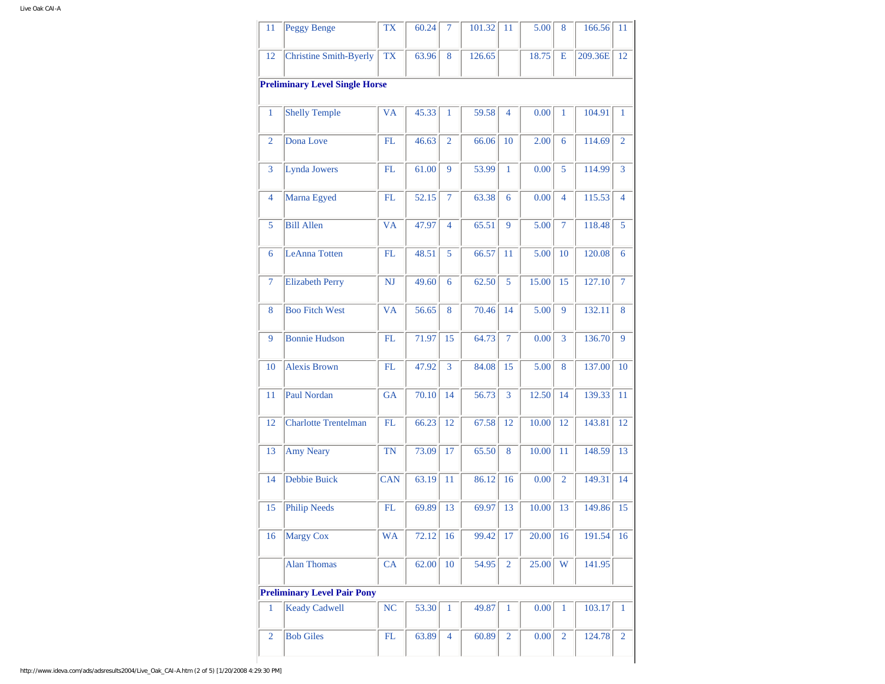| | | | | | | | | | | |
|---|---|---|---|---|---|---|---|---|---|---|
| 11 | Peggy Benge | TX | 60.24 | 7 | 101.32 | 11 | 5.00 | 8 | 166.56 | 11 |
| 12 | Christine Smith-Byerly | TX | 63.96 | 8 | 126.65 | | 18.75 | E | 209.36E | 12 |
| **Preliminary Level Single Horse** | | | | | | | | | | |
| 1 | Shelly Temple | VA | 45.33 | 1 | 59.58 | 4 | 0.00 | 1 | 104.91 | 1 |
| 2 | Dona Love | FL | 46.63 | 2 | 66.06 | 10 | 2.00 | 6 | 114.69 | 2 |
| 3 | Lynda Jowers | FL | 61.00 | 9 | 53.99 | 1 | 0.00 | 5 | 114.99 | 3 |
| 4 | Marna Egyed | FL | 52.15 | 7 | 63.38 | 6 | 0.00 | 4 | 115.53 | 4 |
| 5 | Bill Allen | VA | 47.97 | 4 | 65.51 | 9 | 5.00 | 7 | 118.48 | 5 |
| 6 | LeAnna Totten | FL | 48.51 | 5 | 66.57 | 11 | 5.00 | 10 | 120.08 | 6 |
| 7 | Elizabeth Perry | NJ | 49.60 | 6 | 62.50 | 5 | 15.00 | 15 | 127.10 | 7 |
| 8 | Boo Fitch West | VA | 56.65 | 8 | 70.46 | 14 | 5.00 | 9 | 132.11 | 8 |
| 9 | Bonnie Hudson | FL | 71.97 | 15 | 64.73 | 7 | 0.00 | 3 | 136.70 | 9 |
| 10 | Alexis Brown | FL | 47.92 | 3 | 84.08 | 15 | 5.00 | 8 | 137.00 | 10 |
| 11 | Paul Nordan | GA | 70.10 | 14 | 56.73 | 3 | 12.50 | 14 | 139.33 | 11 |
| 12 | Charlotte Trentelman | FL | 66.23 | 12 | 67.58 | 12 | 10.00 | 12 | 143.81 | 12 |
| 13 | Amy Neary | TN | 73.09 | 17 | 65.50 | 8 | 10.00 | 11 | 148.59 | 13 |
| 14 | Debbie Buick | CAN | 63.19 | 11 | 86.12 | 16 | 0.00 | 2 | 149.31 | 14 |
| 15 | Philip Needs | FL | 69.89 | 13 | 69.97 | 13 | 10.00 | 13 | 149.86 | 15 |
| 16 | Margy Cox | WA | 72.12 | 16 | 99.42 | 17 | 20.00 | 16 | 191.54 | 16 |
| | Alan Thomas | CA | 62.00 | 10 | 54.95 | 2 | 25.00 | W | 141.95 | |
| **Preliminary Level Pair Pony** | | | | | | | | | | |
| 1 | Keady Cadwell | NC | 53.30 | 1 | 49.87 | 1 | 0.00 | 1 | 103.17 | 1 |
| 2 | Bob Giles | FL | 63.89 | 4 | 60.89 | 2 | 0.00 | 2 | 124.78 | 2 |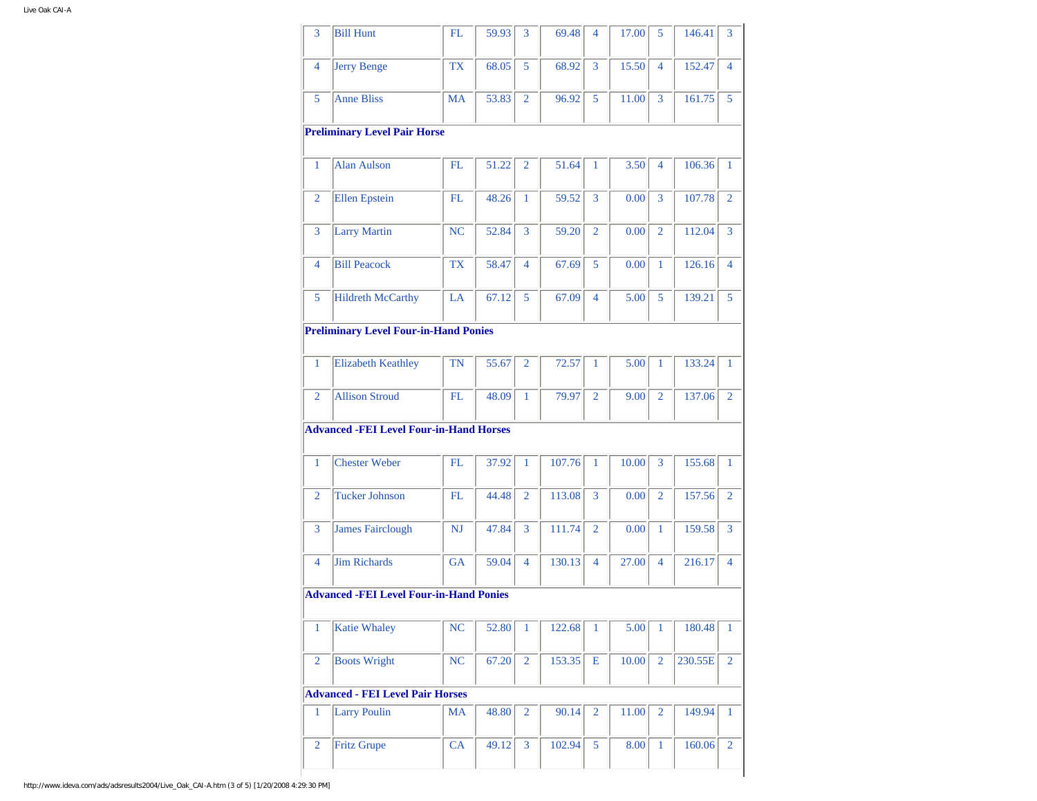| | | | | | | | | | | |
|---|---|---|---|---|---|---|---|---|---|---|
| 3 | Bill Hunt | FL | 59.93 | 3 | 69.48 | 4 | 17.00 | 5 | 146.41 | 3 |
| 4 | Jerry Benge | TX | 68.05 | 5 | 68.92 | 3 | 15.50 | 4 | 152.47 | 4 |
| 5 | Anne Bliss | MA | 53.83 | 2 | 96.92 | 5 | 11.00 | 3 | 161.75 | 5 |
| **Preliminary Level Pair Horse** | | | | | | | | | | |
| 1 | Alan Aulson | FL | 51.22 | 2 | 51.64 | 1 | 3.50 | 4 | 106.36 | 1 |
| 2 | Ellen Epstein | FL | 48.26 | 1 | 59.52 | 3 | 0.00 | 3 | 107.78 | 2 |
| 3 | Larry Martin | NC | 52.84 | 3 | 59.20 | 2 | 0.00 | 2 | 112.04 | 3 |
| 4 | Bill Peacock | TX | 58.47 | 4 | 67.69 | 5 | 0.00 | 1 | 126.16 | 4 |
| 5 | Hildreth McCarthy | LA | 67.12 | 5 | 67.09 | 4 | 5.00 | 5 | 139.21 | 5 |
| **Preliminary Level Four-in-Hand Ponies** | | | | | | | | | | |
| 1 | Elizabeth Keathley | TN | 55.67 | 2 | 72.57 | 1 | 5.00 | 1 | 133.24 | 1 |
| 2 | Allison Stroud | FL | 48.09 | 1 | 79.97 | 2 | 9.00 | 2 | 137.06 | 2 |
| **Advanced -FEI Level Four-in-Hand Horses** | | | | | | | | | | |
| 1 | Chester Weber | FL | 37.92 | 1 | 107.76 | 1 | 10.00 | 3 | 155.68 | 1 |
| 2 | Tucker Johnson | FL | 44.48 | 2 | 113.08 | 3 | 0.00 | 2 | 157.56 | 2 |
| 3 | James Fairclough | NJ | 47.84 | 3 | 111.74 | 2 | 0.00 | 1 | 159.58 | 3 |
| 4 | Jim Richards | GA | 59.04 | 4 | 130.13 | 4 | 27.00 | 4 | 216.17 | 4 |
| **Advanced -FEI Level Four-in-Hand Ponies** | | | | | | | | | | |
| 1 | Katie Whaley | NC | 52.80 | 1 | 122.68 | 1 | 5.00 | 1 | 180.48 | 1 |
| 2 | Boots Wright | NC | 67.20 | 2 | 153.35 | E | 10.00 | 2 | 230.55E | 2 |
| **Advanced - FEI Level Pair Horses** | | | | | | | | | | |
| 1 | Larry Poulin | MA | 48.80 | 2 | 90.14 | 2 | 11.00 | 2 | 149.94 | 1 |
| 2 | Fritz Grupe | CA | 49.12 | 3 | 102.94 | 5 | 8.00 | 1 | 160.06 | 2 |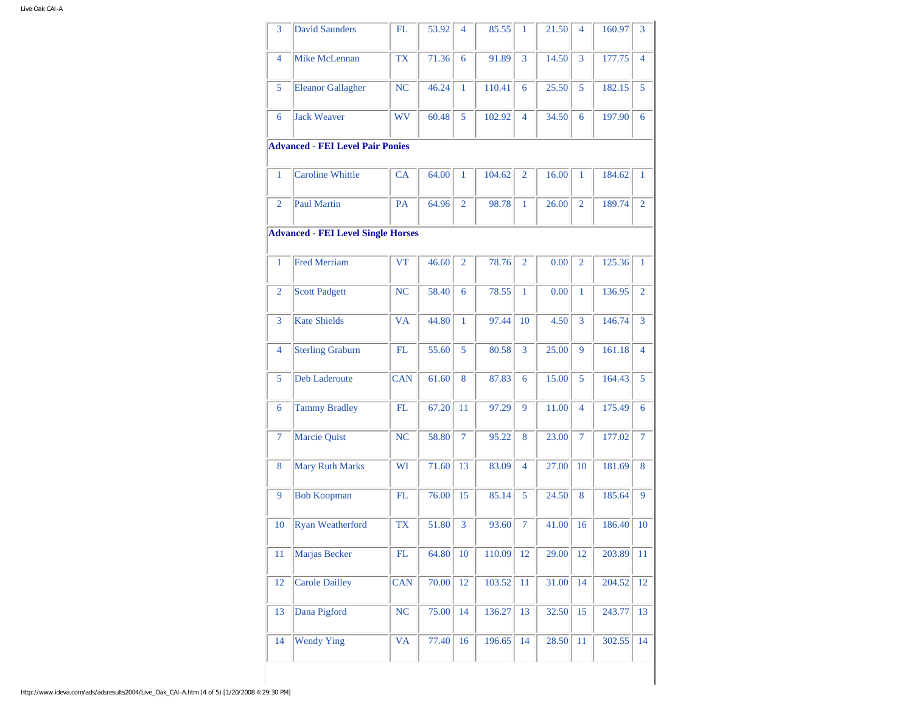| | | | | | | | | | | |
|---|---|---|---|---|---|---|---|---|---|---|
| 3 | David Saunders | FL | 53.92 | 4 | 85.55 | 1 | 21.50 | 4 | 160.97 | 3 |
| 4 | Mike McLennan | TX | 71.36 | 6 | 91.89 | 3 | 14.50 | 3 | 177.75 | 4 |
| 5 | Eleanor Gallagher | NC | 46.24 | 1 | 110.41 | 6 | 25.50 | 5 | 182.15 | 5 |
| 6 | Jack Weaver | WV | 60.48 | 5 | 102.92 | 4 | 34.50 | 6 | 197.90 | 6 |
| **Advanced - FEI Level Pair Ponies** | | | | | | | | | | |
| 1 | Caroline Whittle | CA | 64.00 | 1 | 104.62 | 2 | 16.00 | 1 | 184.62 | 1 |
| 2 | Paul Martin | PA | 64.96 | 2 | 98.78 | 1 | 26.00 | 2 | 189.74 | 2 |
| **Advanced - FEI Level Single Horses** | | | | | | | | | | |
| 1 | Fred Merriam | VT | 46.60 | 2 | 78.76 | 2 | 0.00 | 2 | 125.36 | 1 |
| 2 | Scott Padgett | NC | 58.40 | 6 | 78.55 | 1 | 0.00 | 1 | 136.95 | 2 |
| 3 | Kate Shields | VA | 44.80 | 1 | 97.44 | 10 | 4.50 | 3 | 146.74 | 3 |
| 4 | Sterling Graburn | FL | 55.60 | 5 | 80.58 | 3 | 25.00 | 9 | 161.18 | 4 |
| 5 | Deb Laderoute | CAN | 61.60 | 8 | 87.83 | 6 | 15.00 | 5 | 164.43 | 5 |
| 6 | Tammy Bradley | FL | 67.20 | 11 | 97.29 | 9 | 11.00 | 4 | 175.49 | 6 |
| 7 | Marcie Quist | NC | 58.80 | 7 | 95.22 | 8 | 23.00 | 7 | 177.02 | 7 |
| 8 | Mary Ruth Marks | WI | 71.60 | 13 | 83.09 | 4 | 27.00 | 10 | 181.69 | 8 |
| 9 | Bob Koopman | FL | 76.00 | 15 | 85.14 | 5 | 24.50 | 8 | 185.64 | 9 |
| 10 | Ryan Weatherford | TX | 51.80 | 3 | 93.60 | 7 | 41.00 | 16 | 186.40 | 10 |
| 11 | Marjas Becker | FL | 64.80 | 10 | 110.09 | 12 | 29.00 | 12 | 203.89 | 11 |
| 12 | Carole Dailley | CAN | 70.00 | 12 | 103.52 | 11 | 31.00 | 14 | 204.52 | 12 |
| 13 | Dana Pigford | NC | 75.00 | 14 | 136.27 | 13 | 32.50 | 15 | 243.77 | 13 |
| 14 | Wendy Ying | VA | 77.40 | 16 | 196.65 | 14 | 28.50 | 11 | 302.55 | 14 |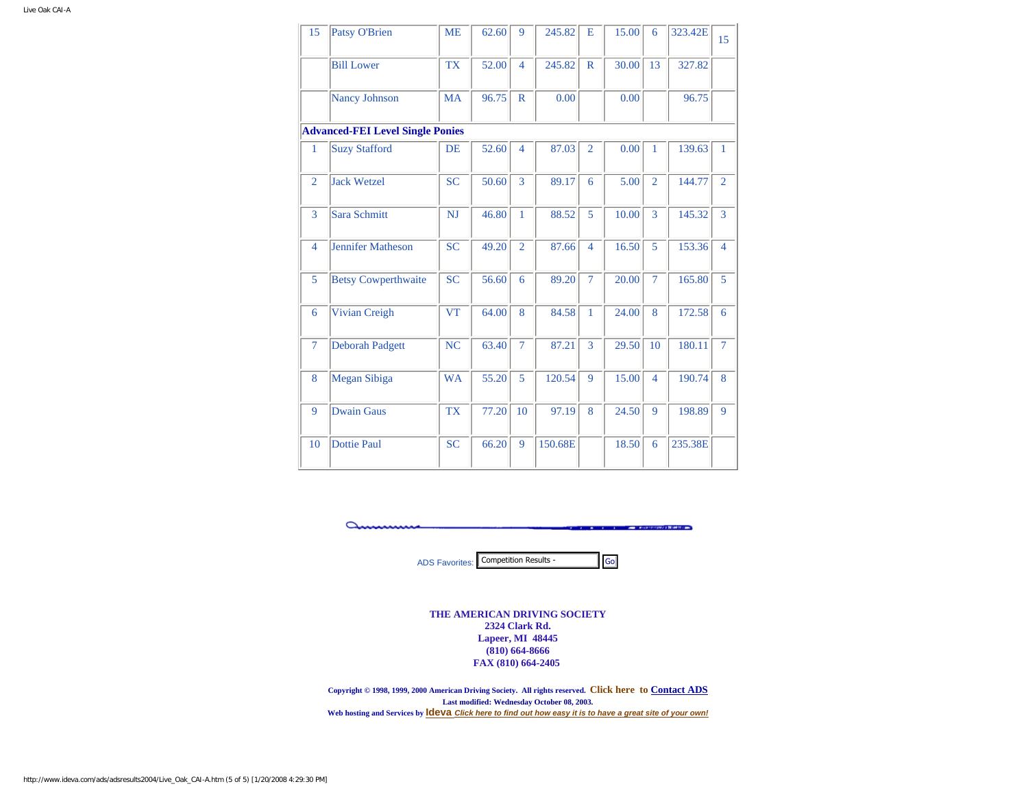| | | | | | | | | | | |
|---|---|---|---|---|---|---|---|---|---|---|
| 15 | Patsy O'Brien | ME | 62.60 | 9 | 245.82 | E | 15.00 | 6 | 323.42E | 15 |
| | Bill Lower | TX | 52.00 | 4 | 245.82 | R | 30.00 | 13 | 327.82 | |
| | Nancy Johnson | MA | 96.75 | R | 0.00 | | 0.00 | | 96.75 | |
| **Advanced-FEI Level Single Ponies** | | | | | | | | | | |
| 1 | Suzy Stafford | DE | 52.60 | 4 | 87.03 | 2 | 0.00 | 1 | 139.63 | 1 |
| 2 | Jack Wetzel | SC | 50.60 | 3 | 89.17 | 6 | 5.00 | 2 | 144.77 | 2 |
| 3 | Sara Schmitt | NJ | 46.80 | 1 | 88.52 | 5 | 10.00 | 3 | 145.32 | 3 |
| 4 | Jennifer Matheson | SC | 49.20 | 2 | 87.66 | 4 | 16.50 | 5 | 153.36 | 4 |
| 5 | Betsy Cowperthwaite | SC | 56.60 | 6 | 89.20 | 7 | 20.00 | 7 | 165.80 | 5 |
| 6 | Vivian Creigh | VT | 64.00 | 8 | 84.58 | 1 | 24.00 | 8 | 172.58 | 6 |
| 7 | Deborah Padgett | NC | 63.40 | 7 | 87.21 | 3 | 29.50 | 10 | 180.11 | 7 |
| 8 | Megan Sibiga | WA | 55.20 | 5 | 120.54 | 9 | 15.00 | 4 | 190.74 | 8 |
| 9 | Dwain Gaus | TX | 77.20 | 10 | 97.19 | 8 | 24.50 | 9 | 198.89 | 9 |
| 10 | Dottie Paul | SC | 66.20 | 9 | 150.68E | | 18.50 | 6 | 235.38E | |

ADS Favorites: Competition Results - Go

**THE AMERICAN DRIVING SOCIETY**
**2324 Clark Rd.**
**Lapeer, MI 48445**
**(810) 664-8666**
**FAX (810) 664-2405**

Copyright © 1998, 1999, 2000 American Driving Society. All rights reserved. Click here to Contact ADS
Last modified: Wednesday October 08, 2003.
Web hosting and Services by Ideva *Click here to find out how easy it is to have a great site of your own!*